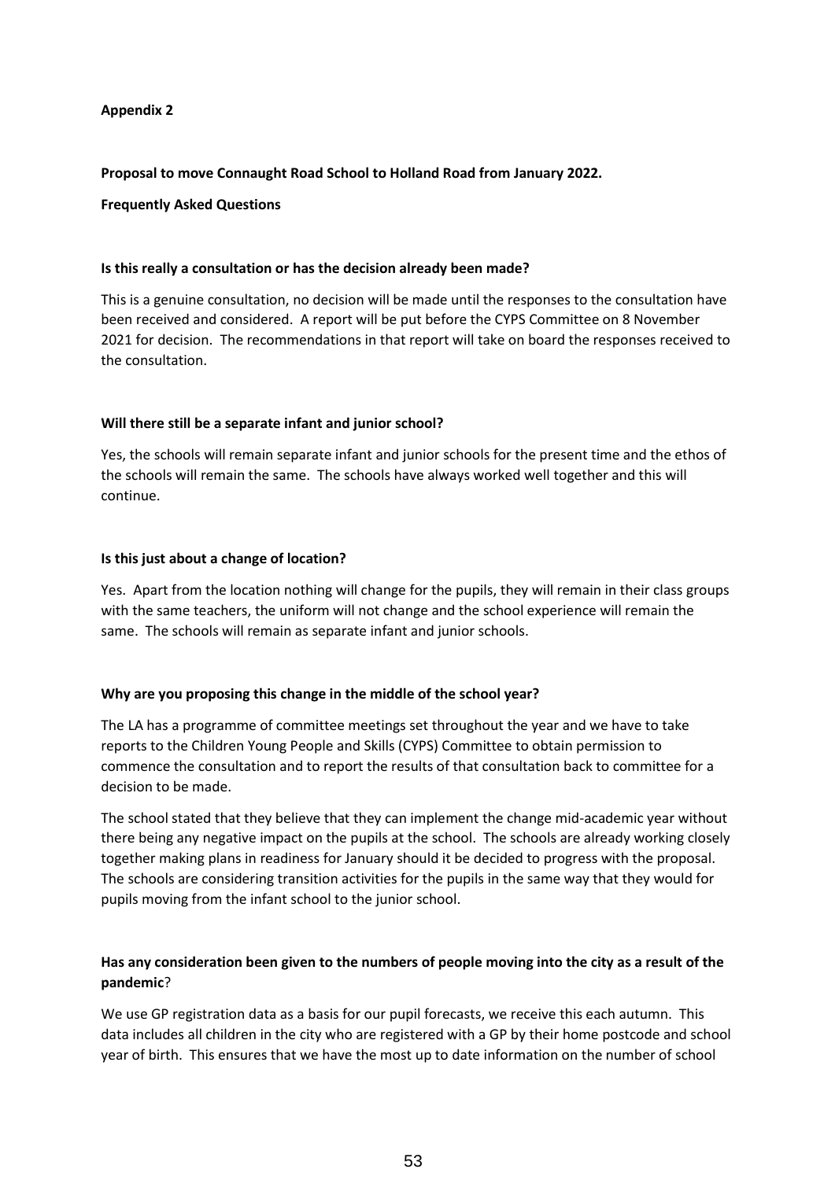**Appendix 2**

**Proposal to move Connaught Road School to Holland Road from January 2022.**

**Frequently Asked Questions**

**Is this really a consultation or has the decision already been made?**

This is a genuine consultation, no decision will be made until the responses to the consultation have been received and considered. A report will be put before the CYPS Committee on 8 November 2021 for decision. The recommendations in that report will take on board the responses received to the consultation.

**Will there still be a separate infant and junior school?**

Yes, the schools will remain separate infant and junior schools for the present time and the ethos of the schools will remain the same. The schools have always worked well together and this will continue.

**Is this just about a change of location?**

Yes. Apart from the location nothing will change for the pupils, they will remain in their class groups with the same teachers, the uniform will not change and the school experience will remain the same. The schools will remain as separate infant and junior schools.

**Why are you proposing this change in the middle of the school year?**

The LA has a programme of committee meetings set throughout the year and we have to take reports to the Children Young People and Skills (CYPS) Committee to obtain permission to commence the consultation and to report the results of that consultation back to committee for a decision to be made.

The school stated that they believe that they can implement the change mid-academic year without there being any negative impact on the pupils at the school. The schools are already working closely together making plans in readiness for January should it be decided to progress with the proposal. The schools are considering transition activities for the pupils in the same way that they would for pupils moving from the infant school to the junior school.

**Has any consideration been given to the numbers of people moving into the city as a result of the pandemic**?

We use GP registration data as a basis for our pupil forecasts, we receive this each autumn. This data includes all children in the city who are registered with a GP by their home postcode and school year of birth. This ensures that we have the most up to date information on the number of school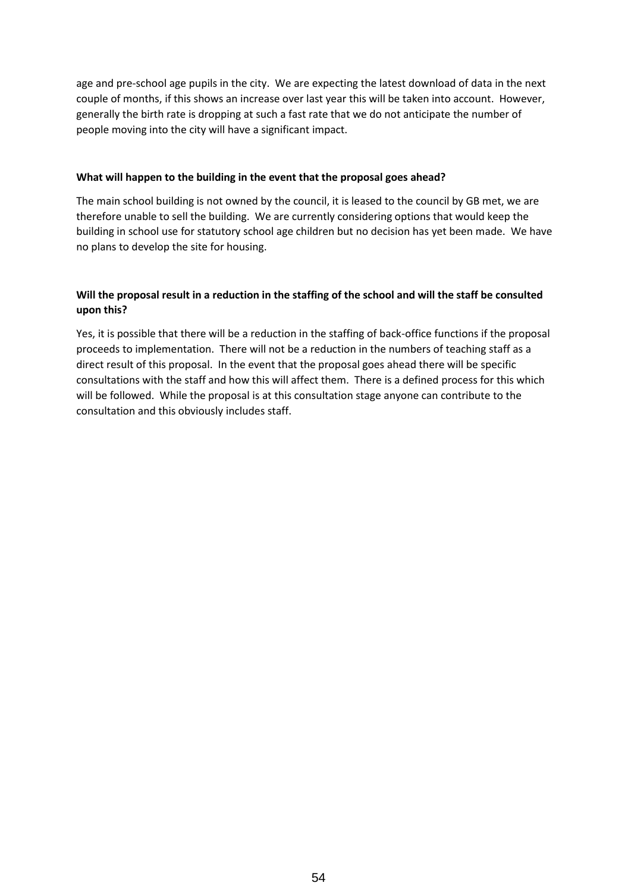age and pre-school age pupils in the city. We are expecting the latest download of data in the next couple of months, if this shows an increase over last year this will be taken into account. However, generally the birth rate is dropping at such a fast rate that we do not anticipate the number of people moving into the city will have a significant impact.

**What will happen to the building in the event that the proposal goes ahead?**

The main school building is not owned by the council, it is leased to the council by GB met, we are therefore unable to sell the building. We are currently considering options that would keep the building in school use for statutory school age children but no decision has yet been made. We have no plans to develop the site for housing.

**Will the proposal result in a reduction in the staffing of the school and will the staff be consulted upon this?**

Yes, it is possible that there will be a reduction in the staffing of back-office functions if the proposal proceeds to implementation. There will not be a reduction in the numbers of teaching staff as a direct result of this proposal. In the event that the proposal goes ahead there will be specific consultations with the staff and how this will affect them. There is a defined process for this which will be followed. While the proposal is at this consultation stage anyone can contribute to the consultation and this obviously includes staff.